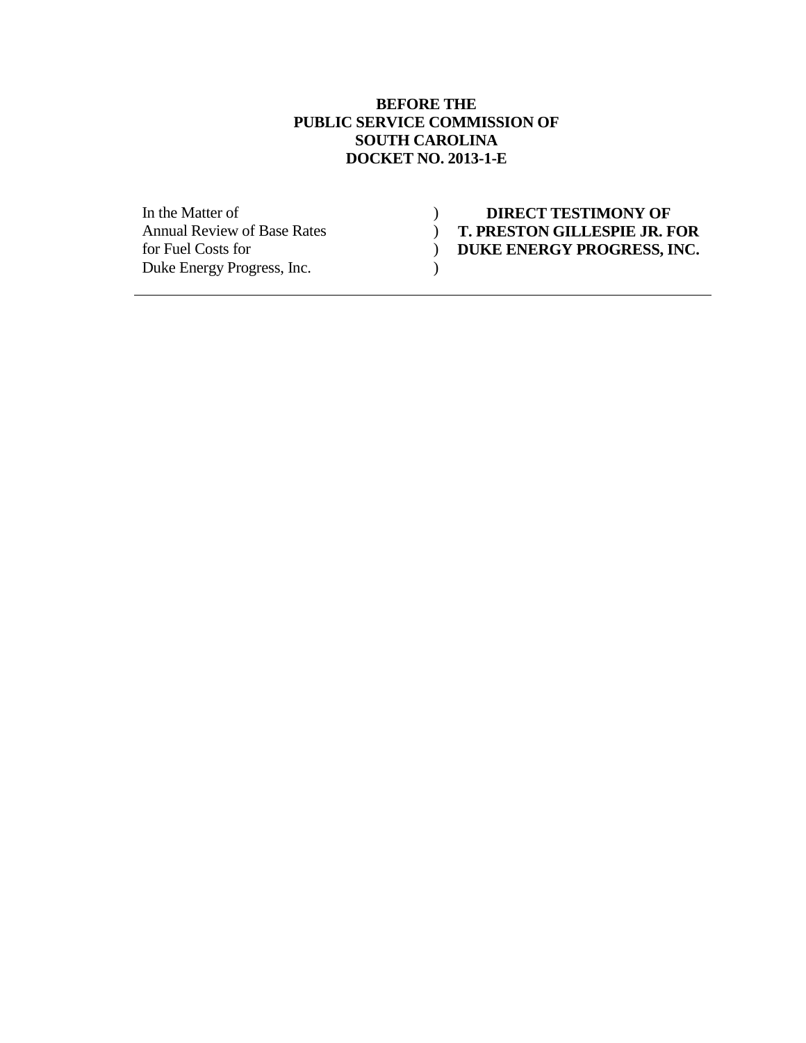**BEFORE THE**
**PUBLIC SERVICE COMMISSION OF**
**SOUTH CAROLINA**
**DOCKET NO. 2013-1-E**

| | | |
|---|---|---|
| In the Matter of | ) | **DIRECT TESTIMONY OF** |
| Annual Review of Base Rates | ) | **T. PRESTON GILLESPIE JR. FOR** |
| for Fuel Costs for | ) | **DUKE ENERGY PROGRESS, INC.** |
| Duke Energy Progress, Inc. | ) | |

---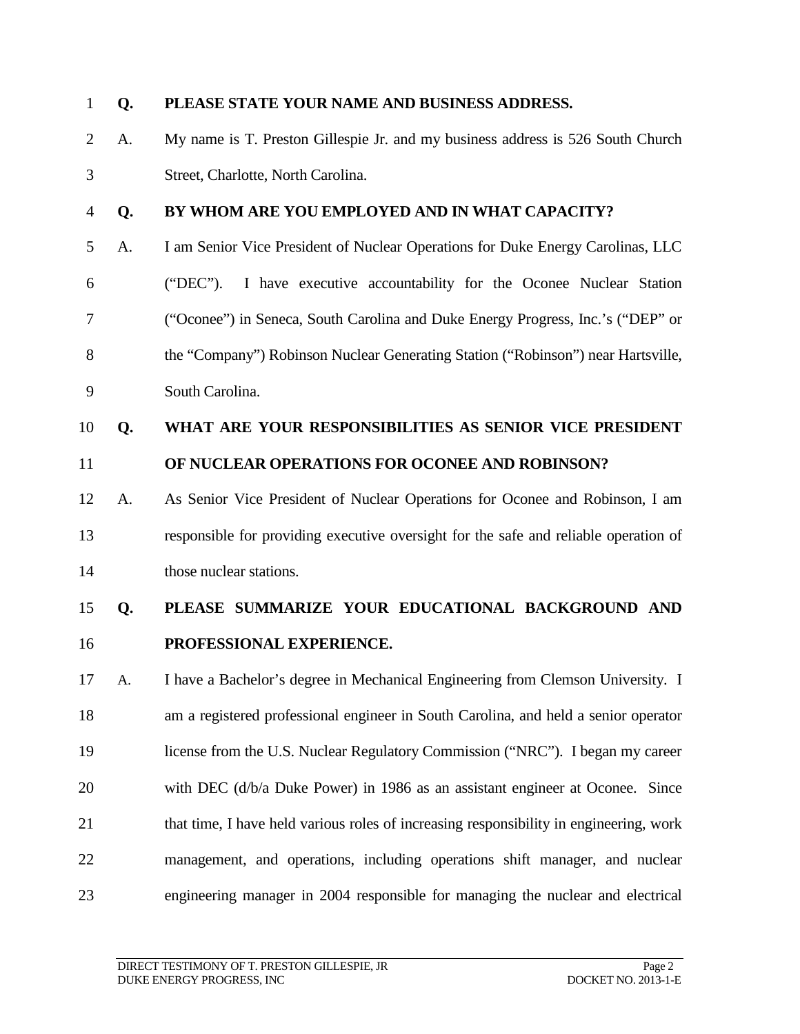**Q. PLEASE STATE YOUR NAME AND BUSINESS ADDRESS.**

A. My name is T. Preston Gillespie Jr. and my business address is 526 South Church Street, Charlotte, North Carolina.

**Q. BY WHOM ARE YOU EMPLOYED AND IN WHAT CAPACITY?**

A. I am Senior Vice President of Nuclear Operations for Duke Energy Carolinas, LLC ("DEC"). I have executive accountability for the Oconee Nuclear Station ("Oconee") in Seneca, South Carolina and Duke Energy Progress, Inc.'s ("DEP" or the "Company") Robinson Nuclear Generating Station ("Robinson") near Hartsville, South Carolina.

**Q. WHAT ARE YOUR RESPONSIBILITIES AS SENIOR VICE PRESIDENT OF NUCLEAR OPERATIONS FOR OCONEE AND ROBINSON?**

A. As Senior Vice President of Nuclear Operations for Oconee and Robinson, I am responsible for providing executive oversight for the safe and reliable operation of those nuclear stations.

**Q. PLEASE SUMMARIZE YOUR EDUCATIONAL BACKGROUND AND PROFESSIONAL EXPERIENCE.**

A. I have a Bachelor's degree in Mechanical Engineering from Clemson University. I am a registered professional engineer in South Carolina, and held a senior operator license from the U.S. Nuclear Regulatory Commission ("NRC"). I began my career with DEC (d/b/a Duke Power) in 1986 as an assistant engineer at Oconee. Since that time, I have held various roles of increasing responsibility in engineering, work management, and operations, including operations shift manager, and nuclear engineering manager in 2004 responsible for managing the nuclear and electrical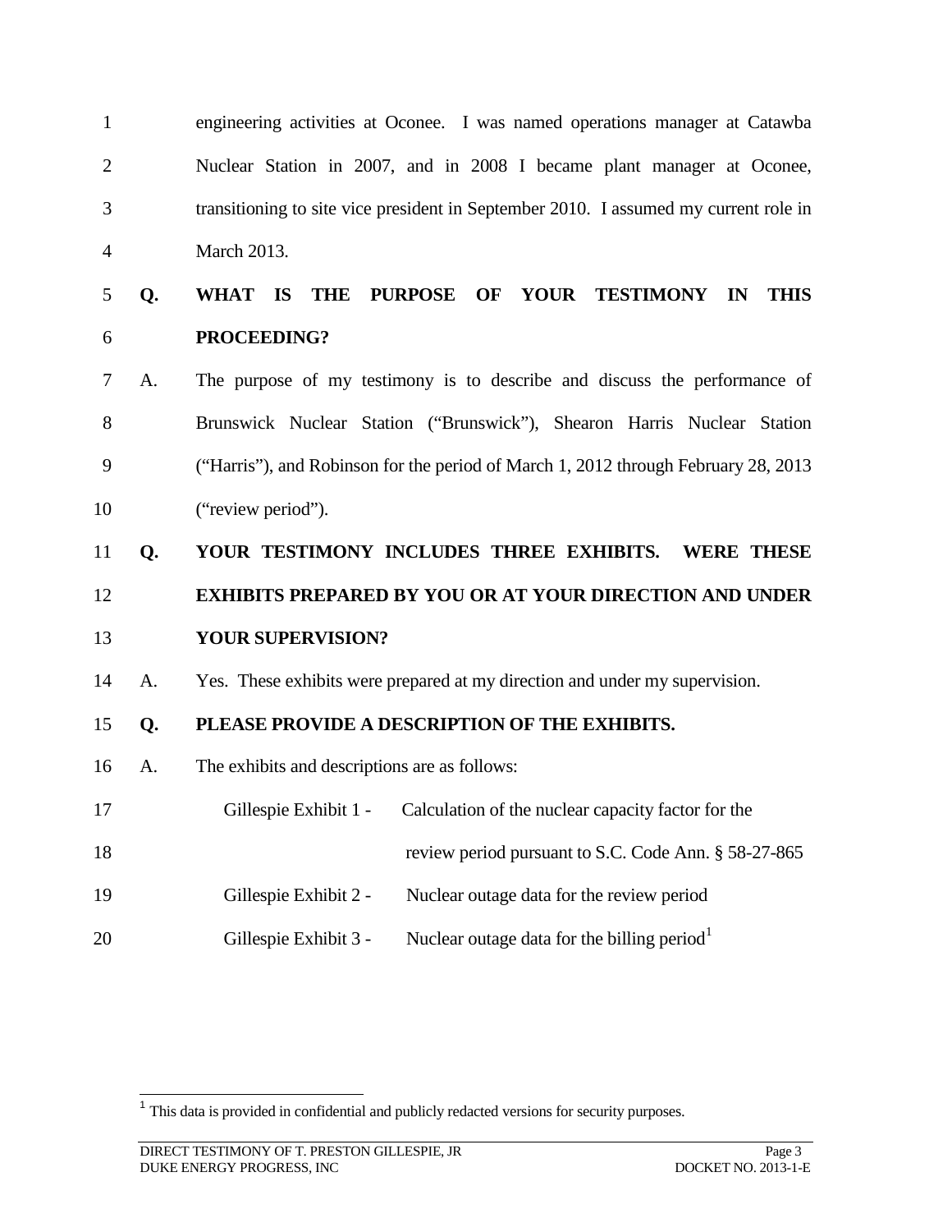engineering activities at Oconee. I was named operations manager at Catawba Nuclear Station in 2007, and in 2008 I became plant manager at Oconee, transitioning to site vice president in September 2010. I assumed my current role in March 2013.

**Q. WHAT IS THE PURPOSE OF YOUR TESTIMONY IN THIS PROCEEDING?**

A. The purpose of my testimony is to describe and discuss the performance of Brunswick Nuclear Station ("Brunswick"), Shearon Harris Nuclear Station ("Harris"), and Robinson for the period of March 1, 2012 through February 28, 2013 ("review period").

**Q. YOUR TESTIMONY INCLUDES THREE EXHIBITS. WERE THESE EXHIBITS PREPARED BY YOU OR AT YOUR DIRECTION AND UNDER YOUR SUPERVISION?**

A. Yes. These exhibits were prepared at my direction and under my supervision.

**Q. PLEASE PROVIDE A DESCRIPTION OF THE EXHIBITS.**

A. The exhibits and descriptions are as follows:

| | |
|---|---|
| Gillespie Exhibit 1 - | Calculation of the nuclear capacity factor for the review period pursuant to S.C. Code Ann. § 58-27-865 |
| Gillespie Exhibit 2 - | Nuclear outage data for the review period |
| Gillespie Exhibit 3 - | Nuclear outage data for the billing period[1] |

[1] This data is provided in confidential and publicly redacted versions for security purposes.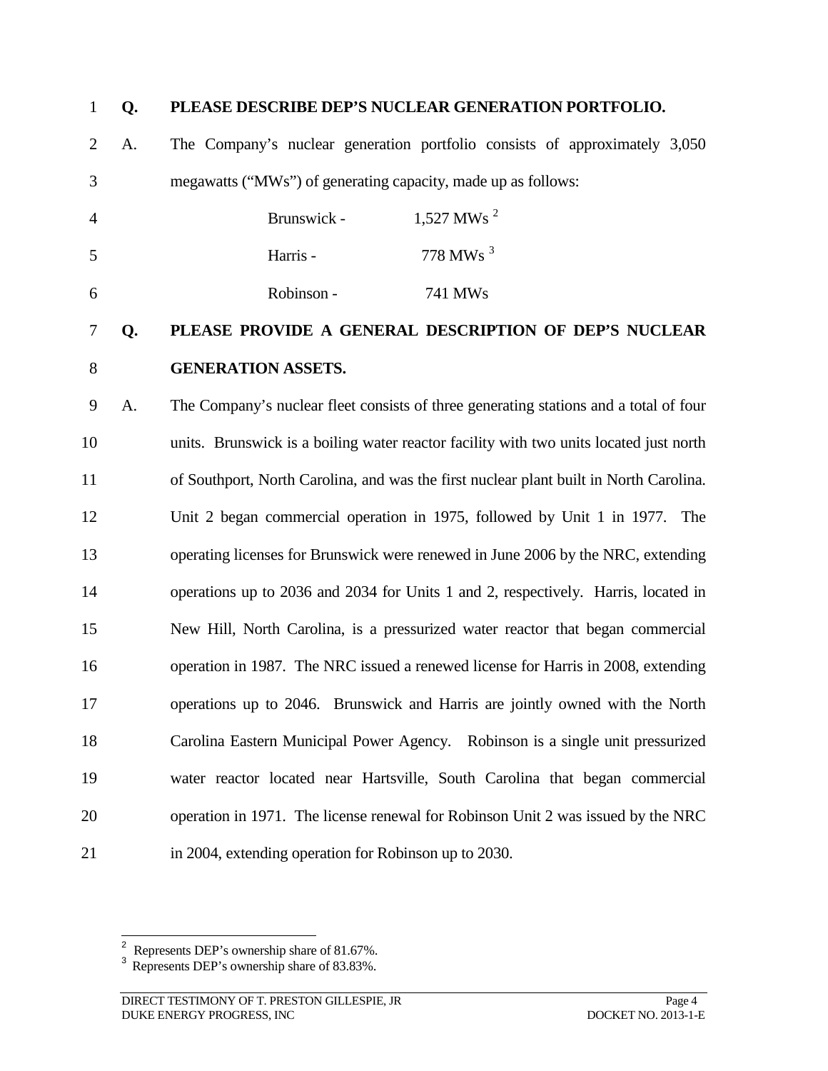**Q. PLEASE DESCRIBE DEP'S NUCLEAR GENERATION PORTFOLIO.**

A. The Company's nuclear generation portfolio consists of approximately 3,050 megawatts ("MWs") of generating capacity, made up as follows:

| | |
|---|---|
| Brunswick - | 1,527 MWs [2] |
| Harris - | 778 MWs [3] |
| Robinson - | 741 MWs |

**Q. PLEASE PROVIDE A GENERAL DESCRIPTION OF DEP'S NUCLEAR GENERATION ASSETS.**

A. The Company's nuclear fleet consists of three generating stations and a total of four units. Brunswick is a boiling water reactor facility with two units located just north of Southport, North Carolina, and was the first nuclear plant built in North Carolina. Unit 2 began commercial operation in 1975, followed by Unit 1 in 1977. The operating licenses for Brunswick were renewed in June 2006 by the NRC, extending operations up to 2036 and 2034 for Units 1 and 2, respectively. Harris, located in New Hill, North Carolina, is a pressurized water reactor that began commercial operation in 1987. The NRC issued a renewed license for Harris in 2008, extending operations up to 2046. Brunswick and Harris are jointly owned with the North Carolina Eastern Municipal Power Agency. Robinson is a single unit pressurized water reactor located near Hartsville, South Carolina that began commercial operation in 1971. The license renewal for Robinson Unit 2 was issued by the NRC in 2004, extending operation for Robinson up to 2030.

---

[2] Represents DEP's ownership share of 81.67%.

[3] Represents DEP's ownership share of 83.83%.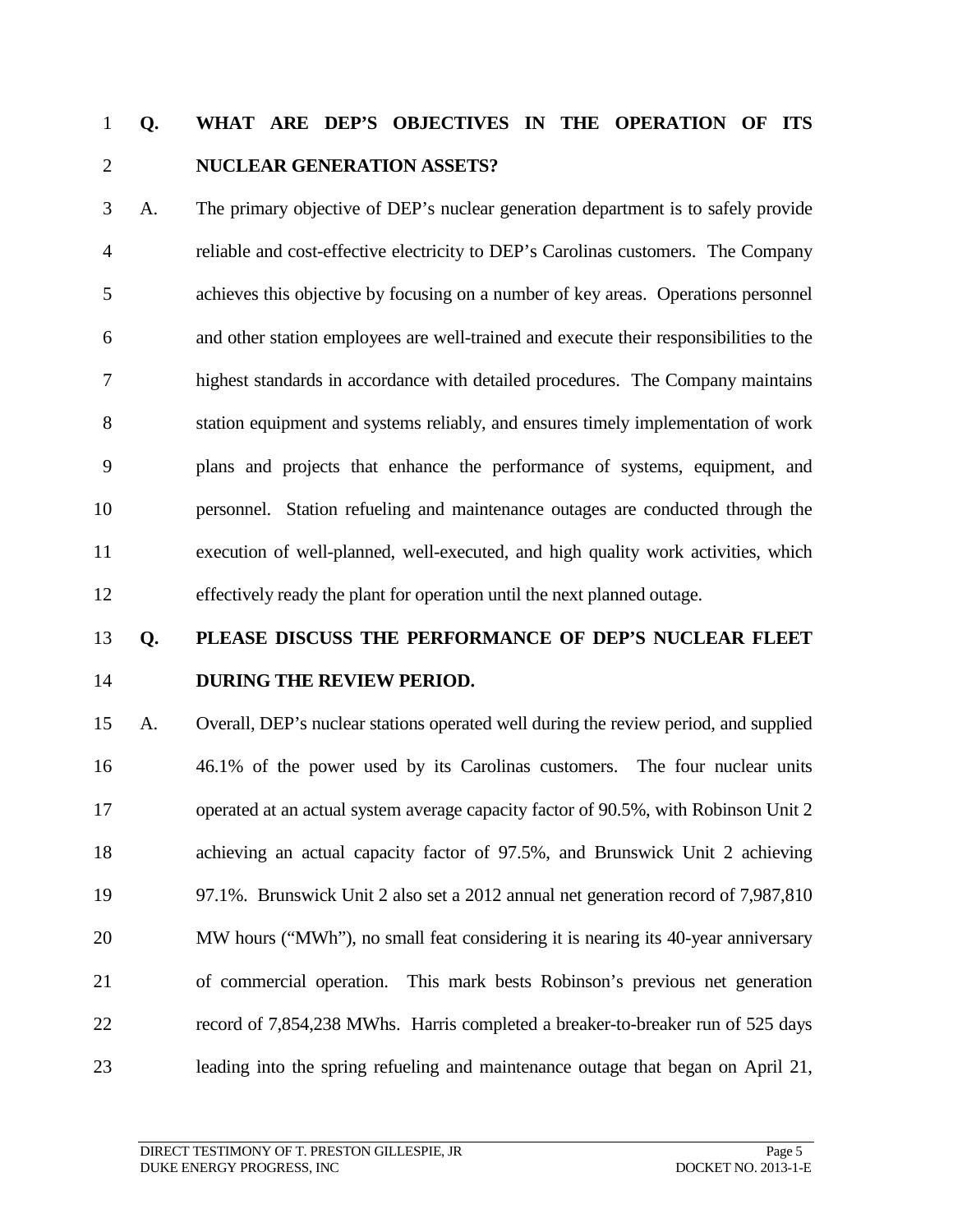**Q. WHAT ARE DEP'S OBJECTIVES IN THE OPERATION OF ITS NUCLEAR GENERATION ASSETS?**

A. The primary objective of DEP's nuclear generation department is to safely provide reliable and cost-effective electricity to DEP's Carolinas customers. The Company achieves this objective by focusing on a number of key areas. Operations personnel and other station employees are well-trained and execute their responsibilities to the highest standards in accordance with detailed procedures. The Company maintains station equipment and systems reliably, and ensures timely implementation of work plans and projects that enhance the performance of systems, equipment, and personnel. Station refueling and maintenance outages are conducted through the execution of well-planned, well-executed, and high quality work activities, which effectively ready the plant for operation until the next planned outage.

**Q. PLEASE DISCUSS THE PERFORMANCE OF DEP'S NUCLEAR FLEET DURING THE REVIEW PERIOD.**

A. Overall, DEP's nuclear stations operated well during the review period, and supplied 46.1% of the power used by its Carolinas customers. The four nuclear units operated at an actual system average capacity factor of 90.5%, with Robinson Unit 2 achieving an actual capacity factor of 97.5%, and Brunswick Unit 2 achieving 97.1%. Brunswick Unit 2 also set a 2012 annual net generation record of 7,987,810 MW hours ("MWh"), no small feat considering it is nearing its 40-year anniversary of commercial operation. This mark bests Robinson's previous net generation record of 7,854,238 MWhs. Harris completed a breaker-to-breaker run of 525 days leading into the spring refueling and maintenance outage that began on April 21,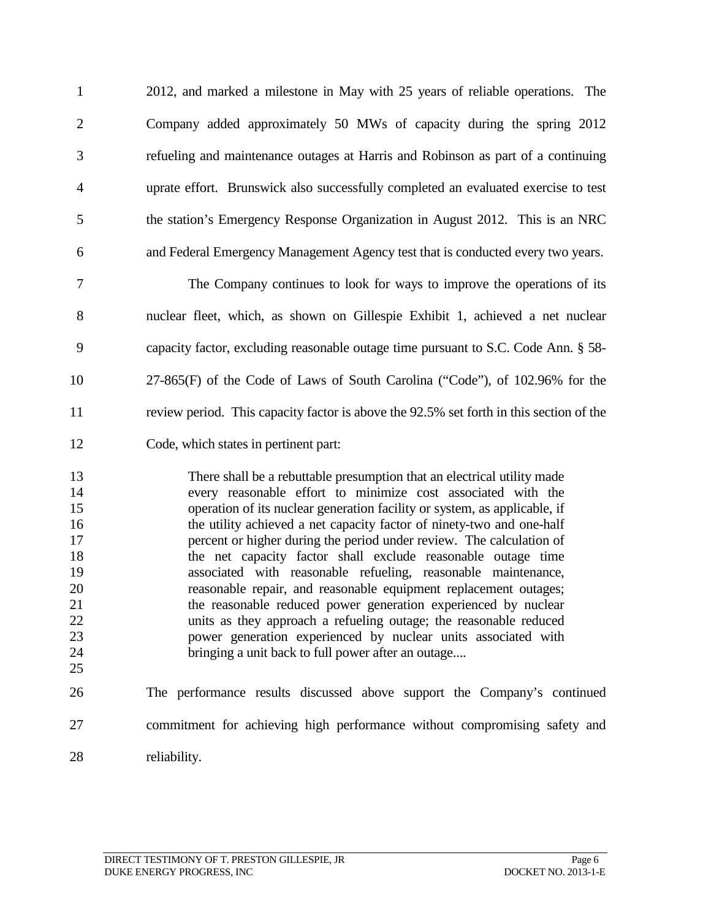2012, and marked a milestone in May with 25 years of reliable operations. The Company added approximately 50 MWs of capacity during the spring 2012 refueling and maintenance outages at Harris and Robinson as part of a continuing uprate effort. Brunswick also successfully completed an evaluated exercise to test the station's Emergency Response Organization in August 2012. This is an NRC and Federal Emergency Management Agency test that is conducted every two years.

The Company continues to look for ways to improve the operations of its nuclear fleet, which, as shown on Gillespie Exhibit 1, achieved a net nuclear capacity factor, excluding reasonable outage time pursuant to S.C. Code Ann. § 58-27-865(F) of the Code of Laws of South Carolina ("Code"), of 102.96% for the review period. This capacity factor is above the 92.5% set forth in this section of the Code, which states in pertinent part:

> There shall be a rebuttable presumption that an electrical utility made every reasonable effort to minimize cost associated with the operation of its nuclear generation facility or system, as applicable, if the utility achieved a net capacity factor of ninety-two and one-half percent or higher during the period under review. The calculation of the net capacity factor shall exclude reasonable outage time associated with reasonable refueling, reasonable maintenance, reasonable repair, and reasonable equipment replacement outages; the reasonable reduced power generation experienced by nuclear units as they approach a refueling outage; the reasonable reduced power generation experienced by nuclear units associated with bringing a unit back to full power after an outage....

The performance results discussed above support the Company's continued commitment for achieving high performance without compromising safety and reliability.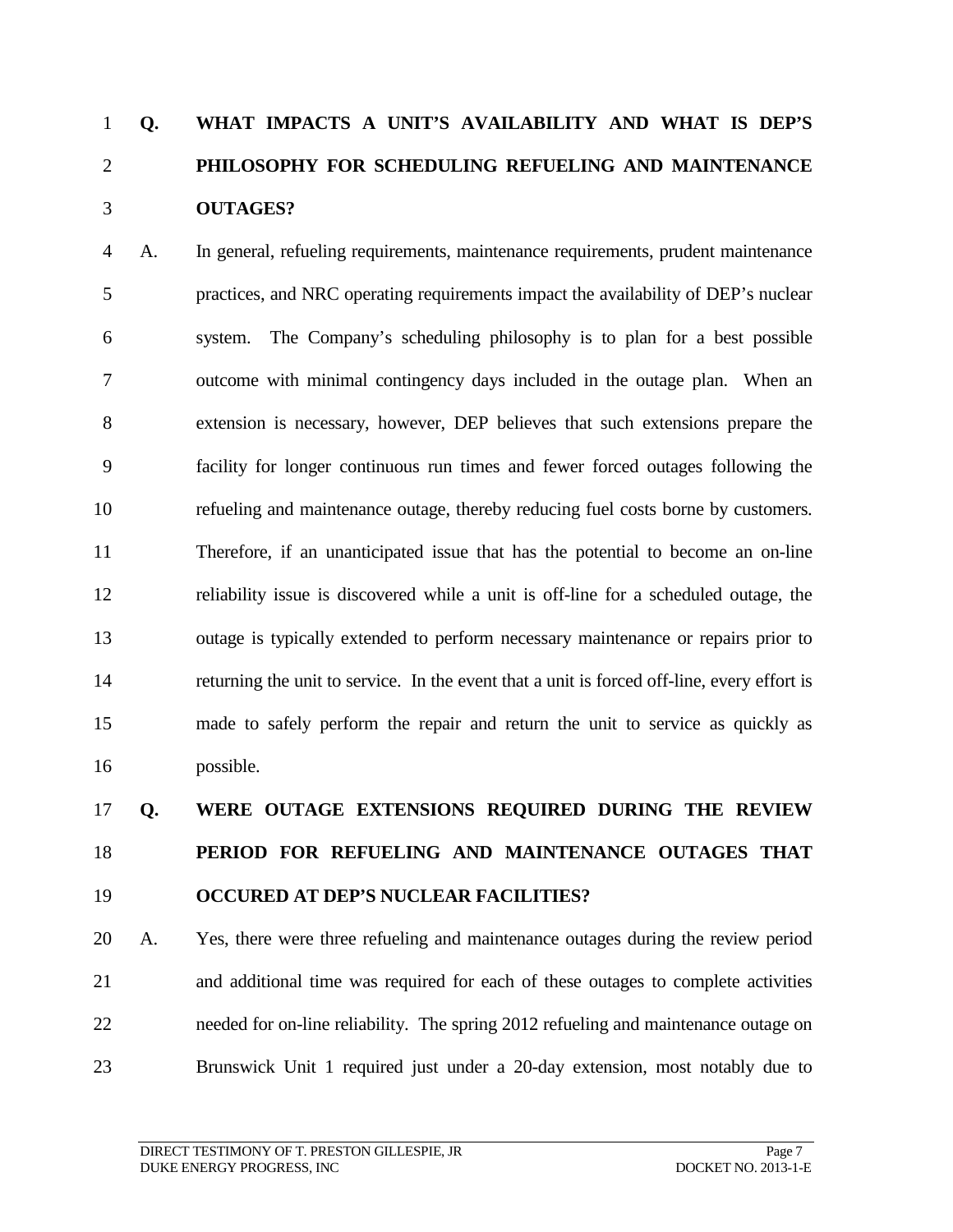**Q. WHAT IMPACTS A UNIT'S AVAILABILITY AND WHAT IS DEP'S PHILOSOPHY FOR SCHEDULING REFUELING AND MAINTENANCE OUTAGES?**

A. In general, refueling requirements, maintenance requirements, prudent maintenance practices, and NRC operating requirements impact the availability of DEP's nuclear system. The Company's scheduling philosophy is to plan for a best possible outcome with minimal contingency days included in the outage plan. When an extension is necessary, however, DEP believes that such extensions prepare the facility for longer continuous run times and fewer forced outages following the refueling and maintenance outage, thereby reducing fuel costs borne by customers. Therefore, if an unanticipated issue that has the potential to become an on-line reliability issue is discovered while a unit is off-line for a scheduled outage, the outage is typically extended to perform necessary maintenance or repairs prior to returning the unit to service. In the event that a unit is forced off-line, every effort is made to safely perform the repair and return the unit to service as quickly as possible.

**Q. WERE OUTAGE EXTENSIONS REQUIRED DURING THE REVIEW PERIOD FOR REFUELING AND MAINTENANCE OUTAGES THAT OCCURED AT DEP'S NUCLEAR FACILITIES?**

A. Yes, there were three refueling and maintenance outages during the review period and additional time was required for each of these outages to complete activities needed for on-line reliability. The spring 2012 refueling and maintenance outage on Brunswick Unit 1 required just under a 20-day extension, most notably due to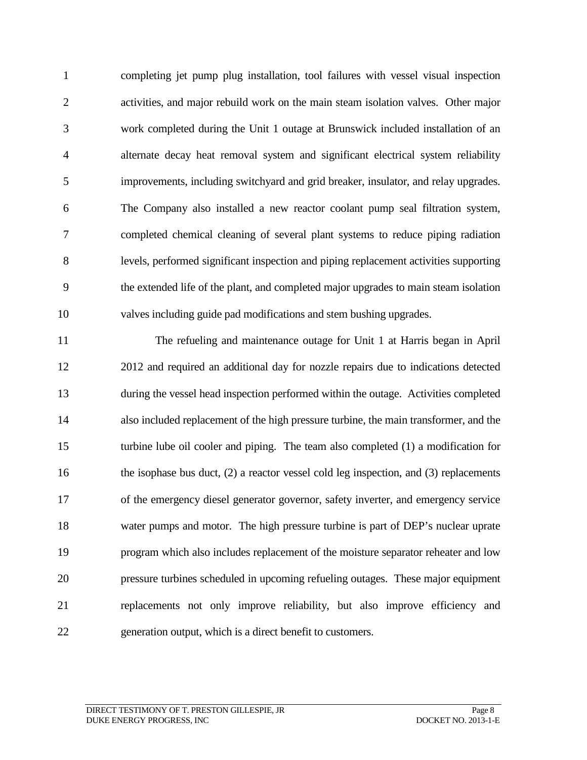completing jet pump plug installation, tool failures with vessel visual inspection activities, and major rebuild work on the main steam isolation valves. Other major work completed during the Unit 1 outage at Brunswick included installation of an alternate decay heat removal system and significant electrical system reliability improvements, including switchyard and grid breaker, insulator, and relay upgrades. The Company also installed a new reactor coolant pump seal filtration system, completed chemical cleaning of several plant systems to reduce piping radiation levels, performed significant inspection and piping replacement activities supporting the extended life of the plant, and completed major upgrades to main steam isolation valves including guide pad modifications and stem bushing upgrades.

The refueling and maintenance outage for Unit 1 at Harris began in April 2012 and required an additional day for nozzle repairs due to indications detected during the vessel head inspection performed within the outage. Activities completed also included replacement of the high pressure turbine, the main transformer, and the turbine lube oil cooler and piping. The team also completed (1) a modification for the isophase bus duct, (2) a reactor vessel cold leg inspection, and (3) replacements of the emergency diesel generator governor, safety inverter, and emergency service water pumps and motor. The high pressure turbine is part of DEP's nuclear uprate program which also includes replacement of the moisture separator reheater and low pressure turbines scheduled in upcoming refueling outages. These major equipment replacements not only improve reliability, but also improve efficiency and generation output, which is a direct benefit to customers.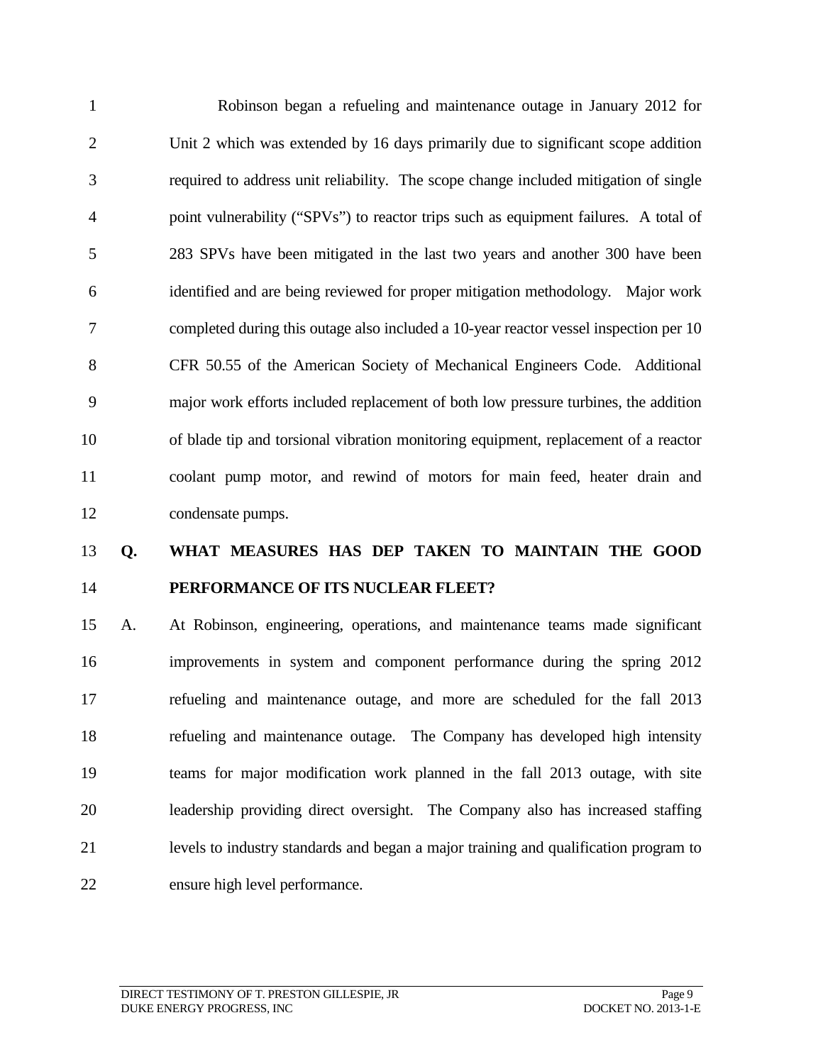Robinson began a refueling and maintenance outage in January 2012 for Unit 2 which was extended by 16 days primarily due to significant scope addition required to address unit reliability. The scope change included mitigation of single point vulnerability ("SPVs") to reactor trips such as equipment failures. A total of 283 SPVs have been mitigated in the last two years and another 300 have been identified and are being reviewed for proper mitigation methodology. Major work completed during this outage also included a 10-year reactor vessel inspection per 10 CFR 50.55 of the American Society of Mechanical Engineers Code. Additional major work efforts included replacement of both low pressure turbines, the addition of blade tip and torsional vibration monitoring equipment, replacement of a reactor coolant pump motor, and rewind of motors for main feed, heater drain and condensate pumps.

**Q. WHAT MEASURES HAS DEP TAKEN TO MAINTAIN THE GOOD PERFORMANCE OF ITS NUCLEAR FLEET?**

A. At Robinson, engineering, operations, and maintenance teams made significant improvements in system and component performance during the spring 2012 refueling and maintenance outage, and more are scheduled for the fall 2013 refueling and maintenance outage. The Company has developed high intensity teams for major modification work planned in the fall 2013 outage, with site leadership providing direct oversight. The Company also has increased staffing levels to industry standards and began a major training and qualification program to ensure high level performance.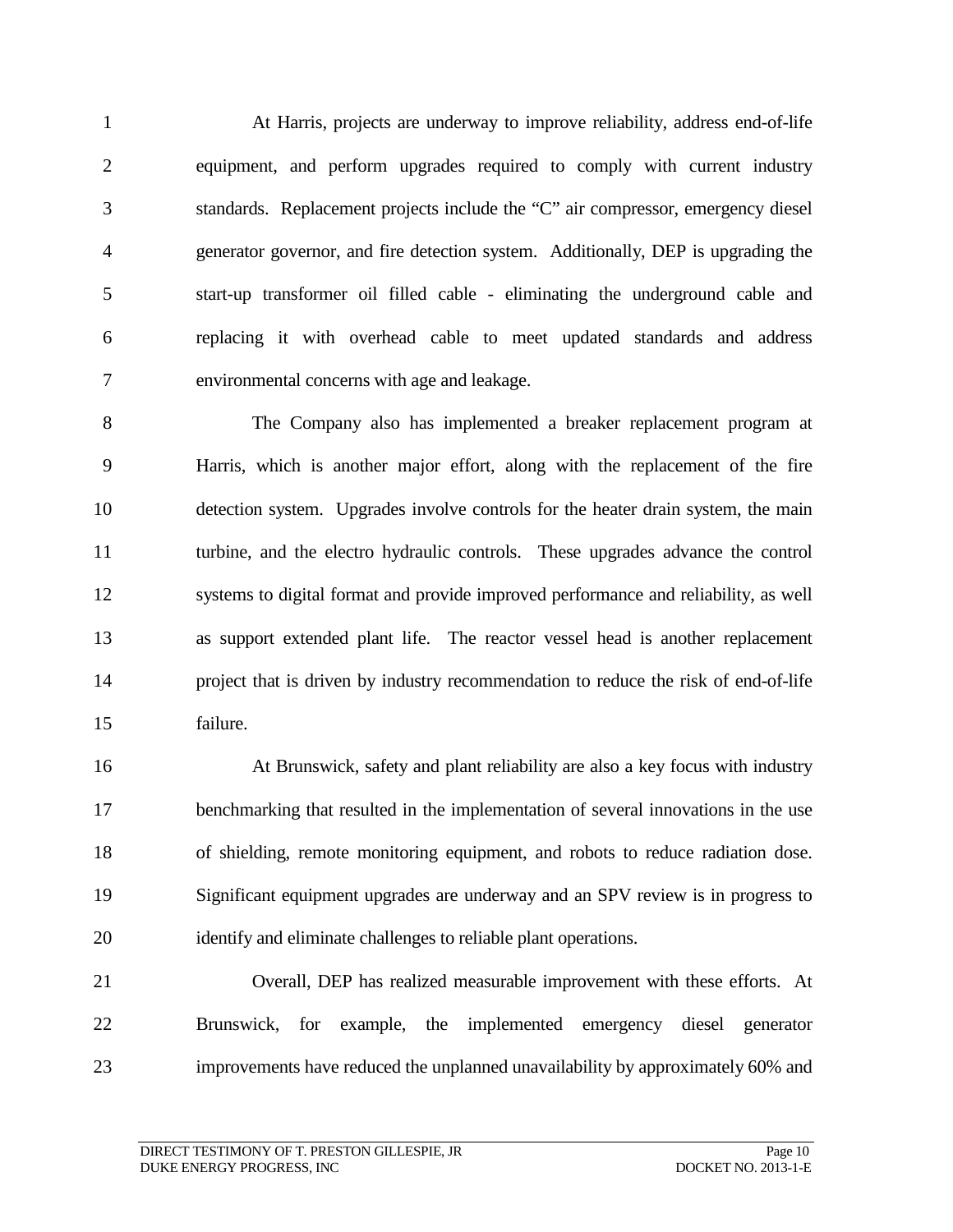At Harris, projects are underway to improve reliability, address end-of-life equipment, and perform upgrades required to comply with current industry standards. Replacement projects include the "C" air compressor, emergency diesel generator governor, and fire detection system. Additionally, DEP is upgrading the start-up transformer oil filled cable - eliminating the underground cable and replacing it with overhead cable to meet updated standards and address environmental concerns with age and leakage.

The Company also has implemented a breaker replacement program at Harris, which is another major effort, along with the replacement of the fire detection system. Upgrades involve controls for the heater drain system, the main turbine, and the electro hydraulic controls. These upgrades advance the control systems to digital format and provide improved performance and reliability, as well as support extended plant life. The reactor vessel head is another replacement project that is driven by industry recommendation to reduce the risk of end-of-life failure.

At Brunswick, safety and plant reliability are also a key focus with industry benchmarking that resulted in the implementation of several innovations in the use of shielding, remote monitoring equipment, and robots to reduce radiation dose. Significant equipment upgrades are underway and an SPV review is in progress to identify and eliminate challenges to reliable plant operations.

Overall, DEP has realized measurable improvement with these efforts. At Brunswick, for example, the implemented emergency diesel generator improvements have reduced the unplanned unavailability by approximately 60% and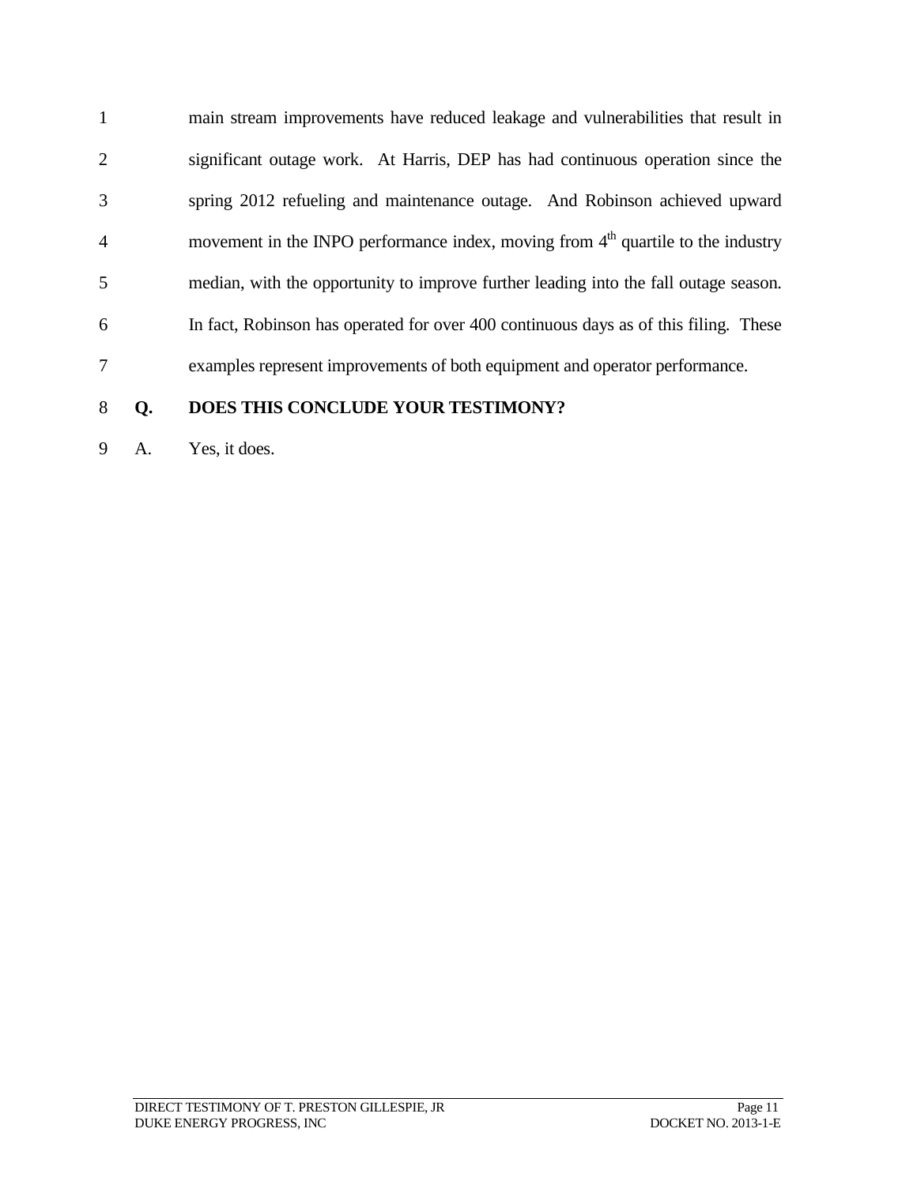main stream improvements have reduced leakage and vulnerabilities that result in significant outage work. At Harris, DEP has had continuous operation since the spring 2012 refueling and maintenance outage. And Robinson achieved upward movement in the INPO performance index, moving from 4th quartile to the industry median, with the opportunity to improve further leading into the fall outage season. In fact, Robinson has operated for over 400 continuous days as of this filing. These examples represent improvements of both equipment and operator performance.

**Q. DOES THIS CONCLUDE YOUR TESTIMONY?**

A. Yes, it does.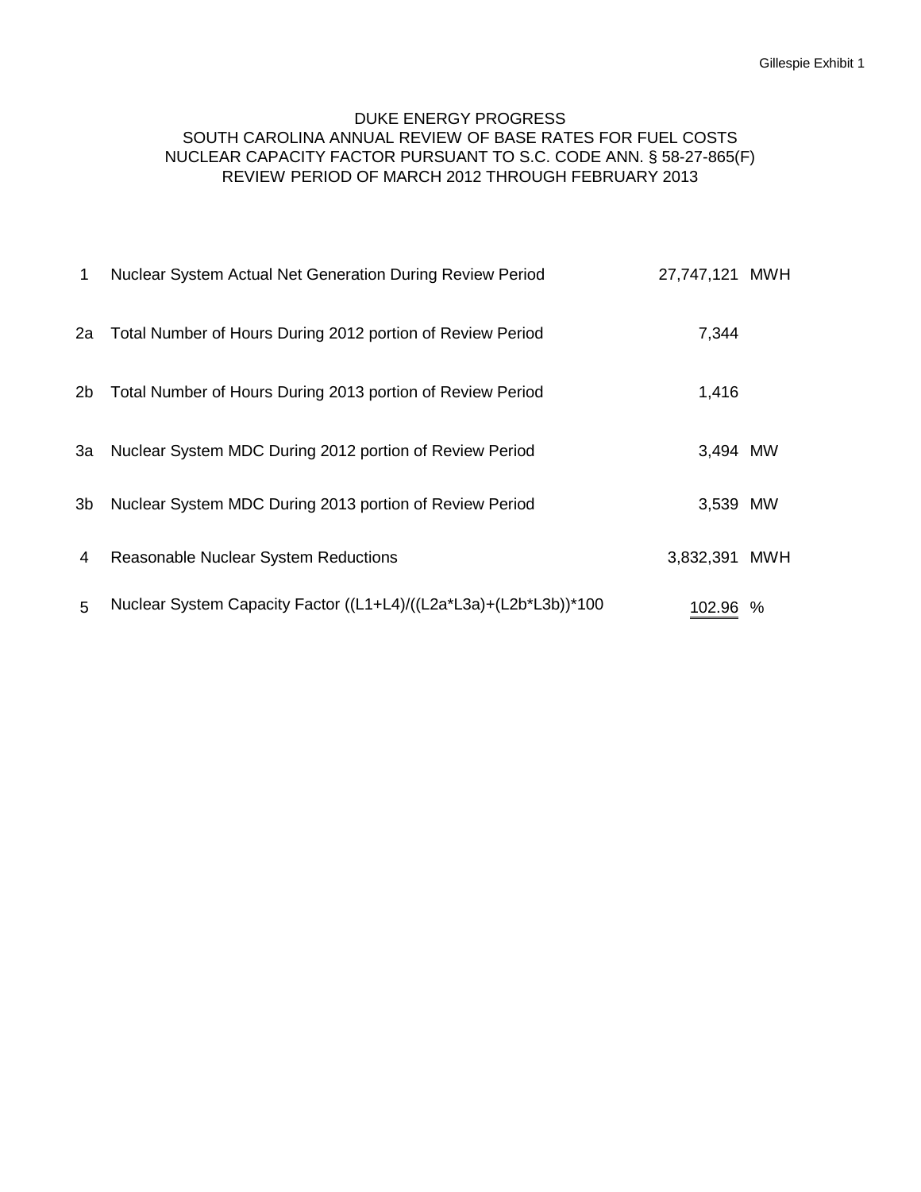Gillespie Exhibit 1

DUKE ENERGY PROGRESS
SOUTH CAROLINA ANNUAL REVIEW OF BASE RATES FOR FUEL COSTS
NUCLEAR CAPACITY FACTOR PURSUANT TO S.C. CODE ANN. § 58-27-865(F)
REVIEW PERIOD OF MARCH 2012 THROUGH FEBRUARY 2013

| Line | Description | Value | Unit |
|---|---|---|---|
| 1 | Nuclear System Actual Net Generation During Review Period | 27,747,121 | MWH |
| 2a | Total Number of Hours During 2012 portion of Review Period | 7,344 | |
| 2b | Total Number of Hours During 2013 portion of Review Period | 1,416 | |
| 3a | Nuclear System MDC During 2012 portion of Review Period | 3,494 | MW |
| 3b | Nuclear System MDC During 2013 portion of Review Period | 3,539 | MW |
| 4 | Reasonable Nuclear System Reductions | 3,832,391 | MWH |
| 5 | Nuclear System Capacity Factor ((L1+L4)/((L2a*L3a)+(L2b*L3b))*100 | 102.96 | % |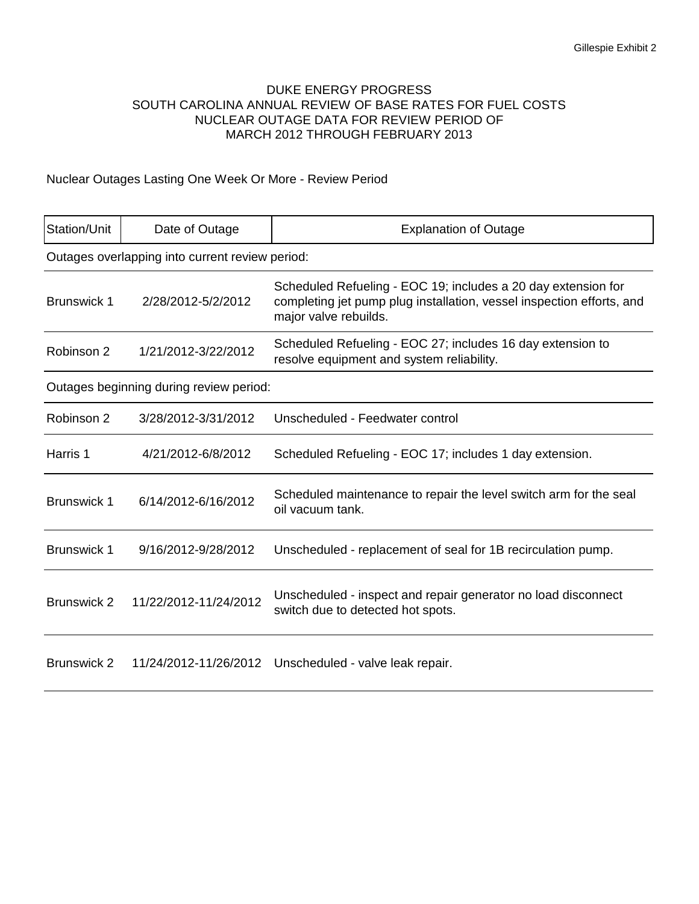Gillespie Exhibit 2

# DUKE ENERGY PROGRESS
## SOUTH CAROLINA ANNUAL REVIEW OF BASE RATES FOR FUEL COSTS
## NUCLEAR OUTAGE DATA FOR REVIEW PERIOD OF
## MARCH 2012 THROUGH FEBRUARY 2013

Nuclear Outages Lasting One Week Or More - Review Period

| Station/Unit | Date of Outage | Explanation of Outage |
|---|---|---|
| Outages overlapping into current review period: | | |
| Brunswick 1 | 2/28/2012-5/2/2012 | Scheduled Refueling - EOC 19; includes a 20 day extension for completing jet pump plug installation, vessel inspection efforts, and major valve rebuilds. |
| Robinson 2 | 1/21/2012-3/22/2012 | Scheduled Refueling - EOC 27; includes 16 day extension to resolve equipment and system reliability. |
| Outages beginning during review period: | | |
| Robinson 2 | 3/28/2012-3/31/2012 | Unscheduled - Feedwater control |
| Harris 1 | 4/21/2012-6/8/2012 | Scheduled Refueling - EOC 17; includes 1 day extension. |
| Brunswick 1 | 6/14/2012-6/16/2012 | Scheduled maintenance to repair the level switch arm for the seal oil vacuum tank. |
| Brunswick 1 | 9/16/2012-9/28/2012 | Unscheduled - replacement of seal for 1B recirculation pump. |
| Brunswick 2 | 11/22/2012-11/24/2012 | Unscheduled - inspect and repair generator no load disconnect switch due to detected hot spots. |
| Brunswick 2 | 11/24/2012-11/26/2012 | Unscheduled - valve leak repair. |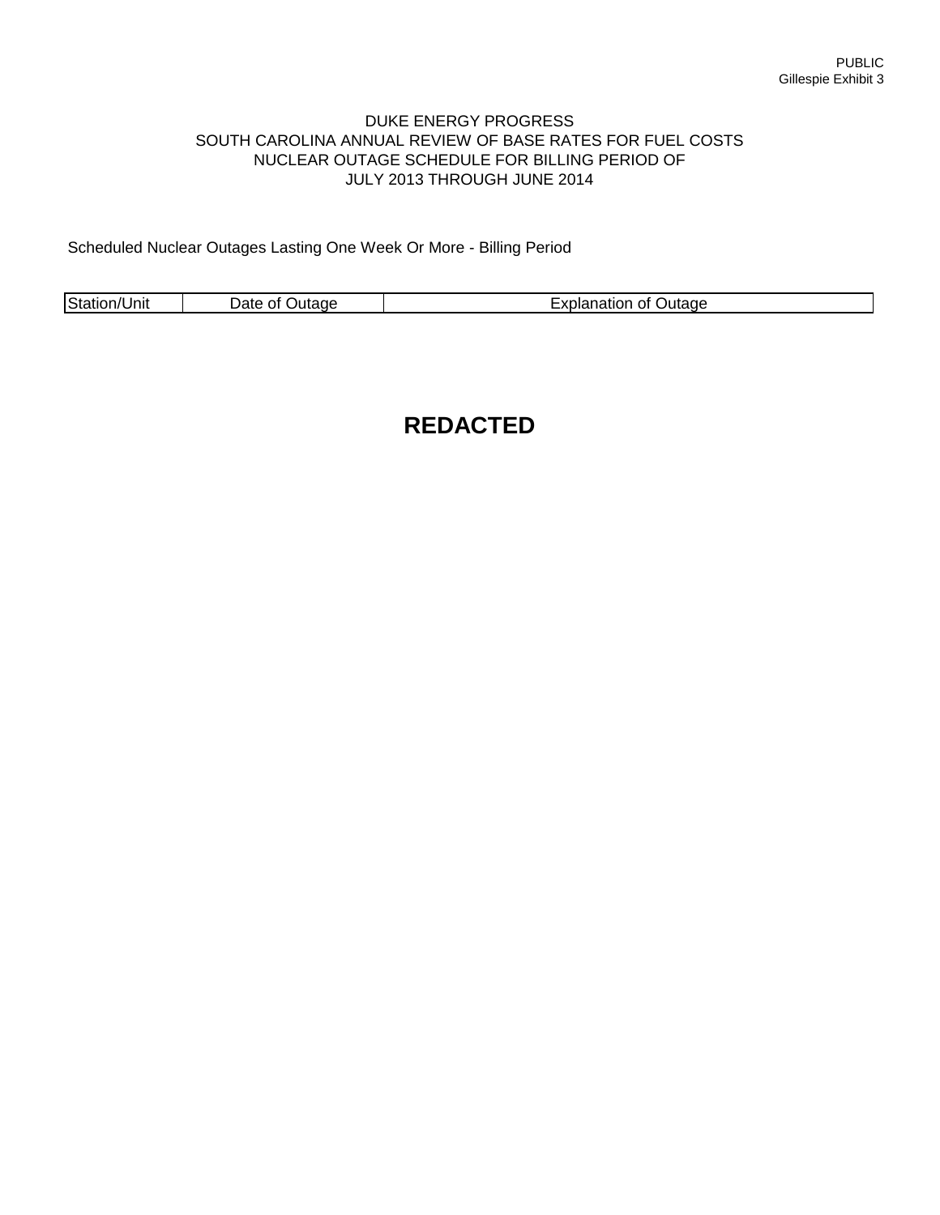PUBLIC
Gillespie Exhibit 3

DUKE ENERGY PROGRESS
SOUTH CAROLINA ANNUAL REVIEW OF BASE RATES FOR FUEL COSTS
NUCLEAR OUTAGE SCHEDULE FOR BILLING PERIOD OF
JULY 2013 THROUGH JUNE 2014

Scheduled Nuclear Outages Lasting One Week Or More - Billing Period

| Station/Unit | Date of Outage | Explanation of Outage |
| --- | --- | --- |

**REDACTED**